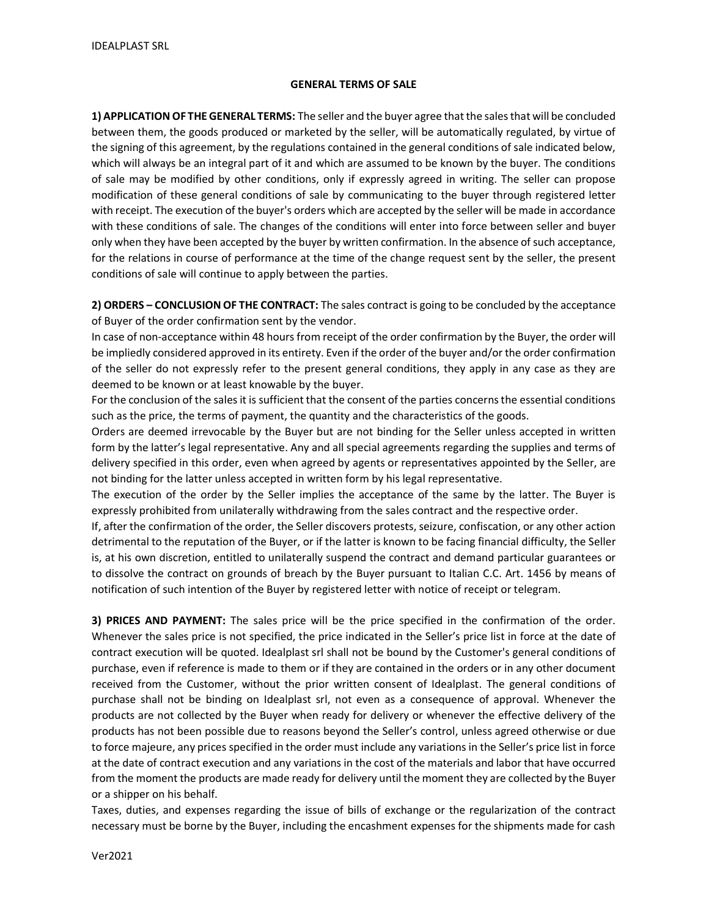# GENERAL TERMS OF SALE

**1) APPLICATION OF THE GENERAL TERMS:** The seller and the buyer agree that the sales that will be concluded between them, the goods produced or marketed by the seller, will be automatically regulated, by virtue of the signing of this agreement, by the regulations contained in the general conditions of sale indicated below, which will always be an integral part of it and which are assumed to be known by the buyer. The conditions of sale may be modified by other conditions, only if expressly agreed in writing. The seller can propose modification of these general conditions of sale by communicating to the buyer through registered letter with receipt. The execution of the buyer's orders which are accepted by the seller will be made in accordance with these conditions of sale. The changes of the conditions will enter into force between seller and buyer only when they have been accepted by the buyer by written confirmation. In the absence of such acceptance, for the relations in course of performance at the time of the change request sent by the seller, the present conditions of sale will continue to apply between the parties.

**2) ORDERS – CONCLUSION OF THE CONTRACT:** The sales contract is going to be concluded by the acceptance of Buyer of the order confirmation sent by the vendor.

In case of non-acceptance within 48 hours from receipt of the order confirmation by the Buyer, the order will be impliedly considered approved in its entirety. Even if the order of the buyer and/or the order confirmation of the seller do not expressly refer to the present general conditions, they apply in any case as they are deemed to be known or at least knowable by the buyer.

For the conclusion of the sales it is sufficient that the consent of the parties concerns the essential conditions such as the price, the terms of payment, the quantity and the characteristics of the goods.

Orders are deemed irrevocable by the Buyer but are not binding for the Seller unless accepted in written form by the latter's legal representative. Any and all special agreements regarding the supplies and terms of delivery specified in this order, even when agreed by agents or representatives appointed by the Seller, are not binding for the latter unless accepted in written form by his legal representative.

The execution of the order by the Seller implies the acceptance of the same by the latter. The Buyer is expressly prohibited from unilaterally withdrawing from the sales contract and the respective order.

If, after the confirmation of the order, the Seller discovers protests, seizure, confiscation, or any other action detrimental to the reputation of the Buyer, or if the latter is known to be facing financial difficulty, the Seller is, at his own discretion, entitled to unilaterally suspend the contract and demand particular guarantees or to dissolve the contract on grounds of breach by the Buyer pursuant to Italian C.C. Art. 1456 by means of notification of such intention of the Buyer by registered letter with notice of receipt or telegram.

**3) PRICES AND PAYMENT:** The sales price will be the price specified in the confirmation of the order. Whenever the sales price is not specified, the price indicated in the Seller's price list in force at the date of contract execution will be quoted. Idealplast srl shall not be bound by the Customer's general conditions of purchase, even if reference is made to them or if they are contained in the orders or in any other document received from the Customer, without the prior written consent of Idealplast. The general conditions of purchase shall not be binding on Idealplast srl, not even as a consequence of approval. Whenever the products are not collected by the Buyer when ready for delivery or whenever the effective delivery of the products has not been possible due to reasons beyond the Seller's control, unless agreed otherwise or due to force majeure, any prices specified in the order must include any variations in the Seller's price list in force at the date of contract execution and any variations in the cost of the materials and labor that have occurred from the moment the products are made ready for delivery until the moment they are collected by the Buyer or a shipper on his behalf.

Taxes, duties, and expenses regarding the issue of bills of exchange or the regularization of the contract necessary must be borne by the Buyer, including the encashment expenses for the shipments made for cash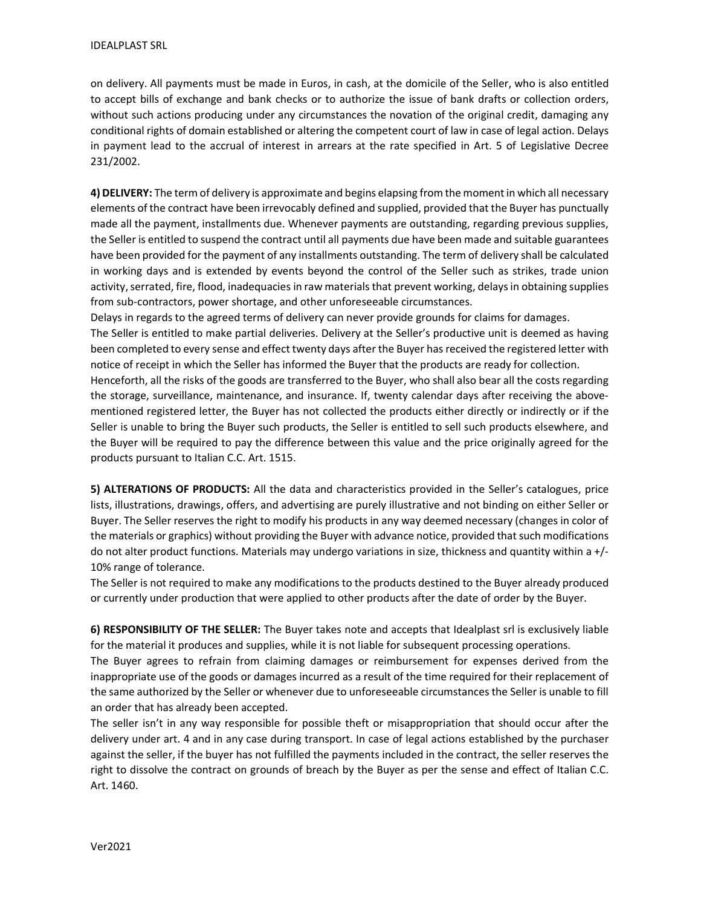on delivery. All payments must be made in Euros, in cash, at the domicile of the Seller, who is also entitled to accept bills of exchange and bank checks or to authorize the issue of bank drafts or collection orders, without such actions producing under any circumstances the novation of the original credit, damaging any conditional rights of domain established or altering the competent court of law in case of legal action. Delays in payment lead to the accrual of interest in arrears at the rate specified in Art. 5 of Legislative Decree 231/2002.

**4) DELIVERY:** The term of delivery is approximate and begins elapsing from the moment in which all necessary elements of the contract have been irrevocably defined and supplied, provided that the Buyer has punctually made all the payment, installments due. Whenever payments are outstanding, regarding previous supplies, the Seller is entitled to suspend the contract until all payments due have been made and suitable guarantees have been provided for the payment of any installments outstanding. The term of delivery shall be calculated in working days and is extended by events beyond the control of the Seller such as strikes, trade union activity, serrated, fire, flood, inadequacies in raw materials that prevent working, delays in obtaining supplies from sub-contractors, power shortage, and other unforeseeable circumstances.

Delays in regards to the agreed terms of delivery can never provide grounds for claims for damages.

The Seller is entitled to make partial deliveries. Delivery at the Seller's productive unit is deemed as having been completed to every sense and effect twenty days after the Buyer has received the registered letter with notice of receipt in which the Seller has informed the Buyer that the products are ready for collection.

Henceforth, all the risks of the goods are transferred to the Buyer, who shall also bear all the costs regarding the storage, surveillance, maintenance, and insurance. If, twenty calendar days after receiving the above-mentioned registered letter, the Buyer has not collected the products either directly or indirectly or if the Seller is unable to bring the Buyer such products, the Seller is entitled to sell such products elsewhere, and the Buyer will be required to pay the difference between this value and the price originally agreed for the products pursuant to Italian C.C. Art. 1515.

**5) ALTERATIONS OF PRODUCTS:** All the data and characteristics provided in the Seller's catalogues, price lists, illustrations, drawings, offers, and advertising are purely illustrative and not binding on either Seller or Buyer. The Seller reserves the right to modify his products in any way deemed necessary (changes in color of the materials or graphics) without providing the Buyer with advance notice, provided that such modifications do not alter product functions. Materials may undergo variations in size, thickness and quantity within a +/-10% range of tolerance.

The Seller is not required to make any modifications to the products destined to the Buyer already produced or currently under production that were applied to other products after the date of order by the Buyer.

**6) RESPONSIBILITY OF THE SELLER:** The Buyer takes note and accepts that Idealplast srl is exclusively liable for the material it produces and supplies, while it is not liable for subsequent processing operations.

The Buyer agrees to refrain from claiming damages or reimbursement for expenses derived from the inappropriate use of the goods or damages incurred as a result of the time required for their replacement of the same authorized by the Seller or whenever due to unforeseeable circumstances the Seller is unable to fill an order that has already been accepted.

The seller isn't in any way responsible for possible theft or misappropriation that should occur after the delivery under art. 4 and in any case during transport. In case of legal actions established by the purchaser against the seller, if the buyer has not fulfilled the payments included in the contract, the seller reserves the right to dissolve the contract on grounds of breach by the Buyer as per the sense and effect of Italian C.C. Art. 1460.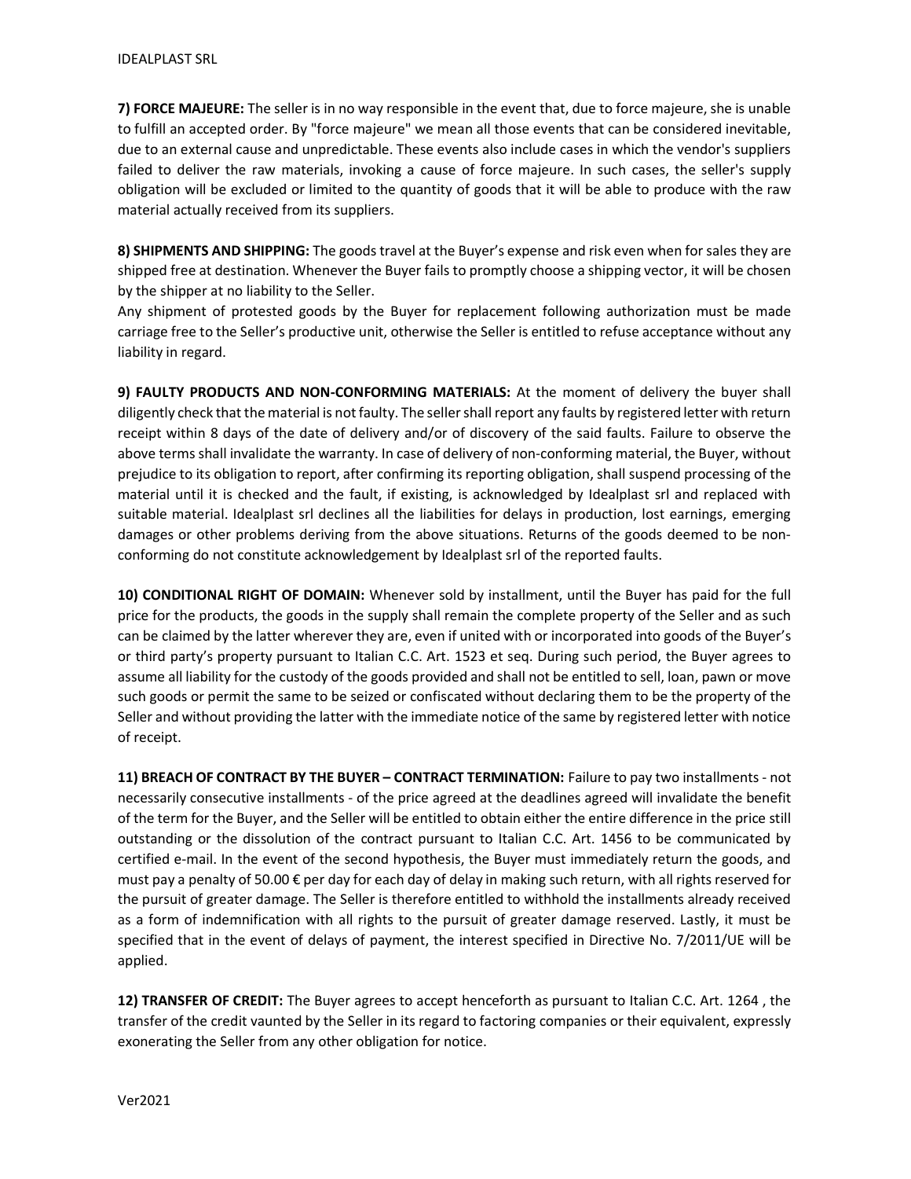**7) FORCE MAJEURE:** The seller is in no way responsible in the event that, due to force majeure, she is unable to fulfill an accepted order. By "force majeure" we mean all those events that can be considered inevitable, due to an external cause and unpredictable. These events also include cases in which the vendor's suppliers failed to deliver the raw materials, invoking a cause of force majeure. In such cases, the seller's supply obligation will be excluded or limited to the quantity of goods that it will be able to produce with the raw material actually received from its suppliers.

**8) SHIPMENTS AND SHIPPING:** The goods travel at the Buyer's expense and risk even when for sales they are shipped free at destination. Whenever the Buyer fails to promptly choose a shipping vector, it will be chosen by the shipper at no liability to the Seller.
Any shipment of protested goods by the Buyer for replacement following authorization must be made carriage free to the Seller's productive unit, otherwise the Seller is entitled to refuse acceptance without any liability in regard.

**9) FAULTY PRODUCTS AND NON-CONFORMING MATERIALS:** At the moment of delivery the buyer shall diligently check that the material is not faulty. The seller shall report any faults by registered letter with return receipt within 8 days of the date of delivery and/or of discovery of the said faults. Failure to observe the above terms shall invalidate the warranty. In case of delivery of non-conforming material, the Buyer, without prejudice to its obligation to report, after confirming its reporting obligation, shall suspend processing of the material until it is checked and the fault, if existing, is acknowledged by Idealplast srl and replaced with suitable material. Idealplast srl declines all the liabilities for delays in production, lost earnings, emerging damages or other problems deriving from the above situations. Returns of the goods deemed to be non-conforming do not constitute acknowledgement by Idealplast srl of the reported faults.

**10) CONDITIONAL RIGHT OF DOMAIN:** Whenever sold by installment, until the Buyer has paid for the full price for the products, the goods in the supply shall remain the complete property of the Seller and as such can be claimed by the latter wherever they are, even if united with or incorporated into goods of the Buyer's or third party's property pursuant to Italian C.C. Art. 1523 et seq. During such period, the Buyer agrees to assume all liability for the custody of the goods provided and shall not be entitled to sell, loan, pawn or move such goods or permit the same to be seized or confiscated without declaring them to be the property of the Seller and without providing the latter with the immediate notice of the same by registered letter with notice of receipt.

**11) BREACH OF CONTRACT BY THE BUYER – CONTRACT TERMINATION:** Failure to pay two installments - not necessarily consecutive installments - of the price agreed at the deadlines agreed will invalidate the benefit of the term for the Buyer, and the Seller will be entitled to obtain either the entire difference in the price still outstanding or the dissolution of the contract pursuant to Italian C.C. Art. 1456 to be communicated by certified e-mail. In the event of the second hypothesis, the Buyer must immediately return the goods, and must pay a penalty of 50.00 € per day for each day of delay in making such return, with all rights reserved for the pursuit of greater damage. The Seller is therefore entitled to withhold the installments already received as a form of indemnification with all rights to the pursuit of greater damage reserved. Lastly, it must be specified that in the event of delays of payment, the interest specified in Directive No. 7/2011/UE will be applied.

**12) TRANSFER OF CREDIT:** The Buyer agrees to accept henceforth as pursuant to Italian C.C. Art. 1264 , the transfer of the credit vaunted by the Seller in its regard to factoring companies or their equivalent, expressly exonerating the Seller from any other obligation for notice.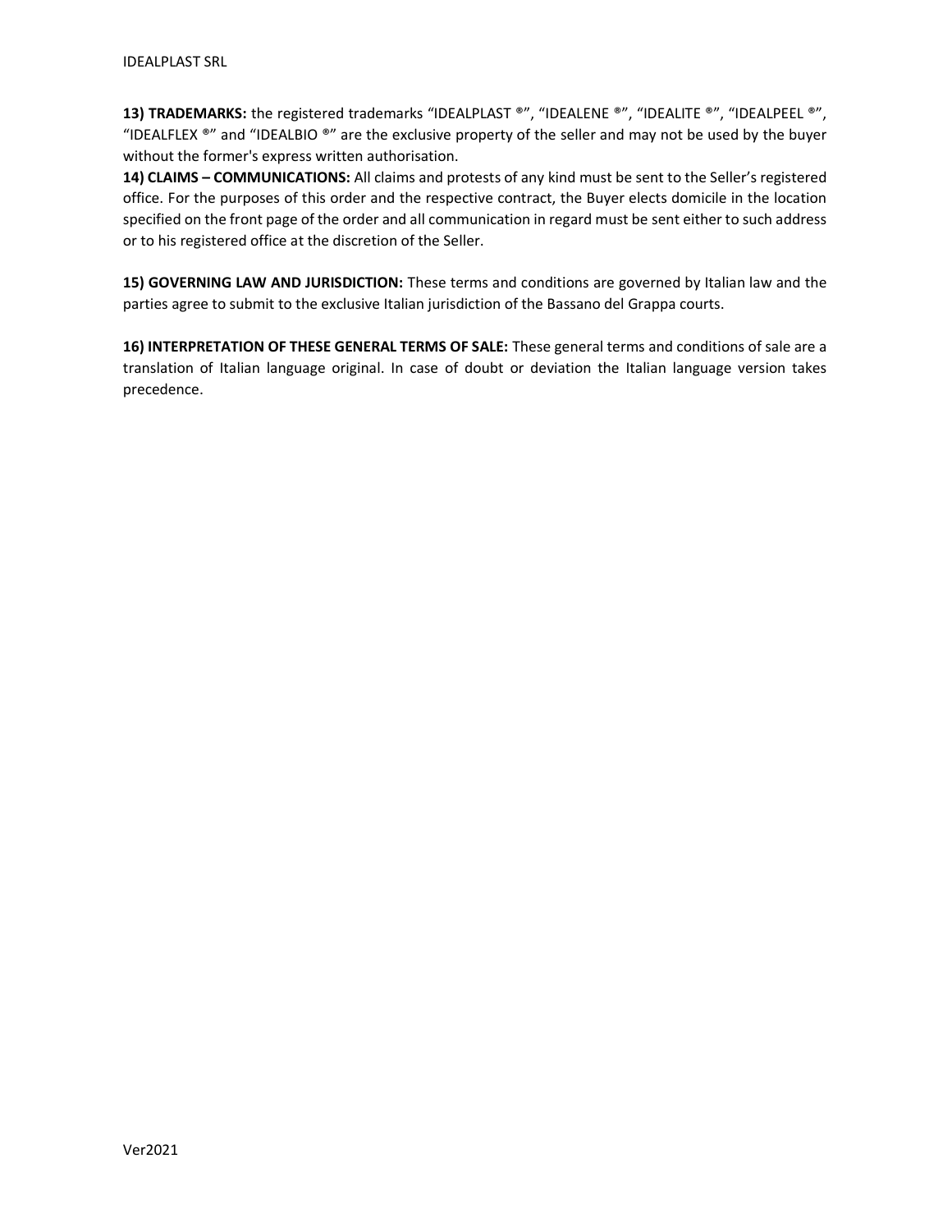**13) TRADEMARKS:** the registered trademarks "IDEALPLAST ®", "IDEALENE ®", "IDEALITE ®", "IDEALPEEL ®", "IDEALFLEX ®" and "IDEALBIO ®" are the exclusive property of the seller and may not be used by the buyer without the former's express written authorisation.

**14) CLAIMS – COMMUNICATIONS:** All claims and protests of any kind must be sent to the Seller's registered office. For the purposes of this order and the respective contract, the Buyer elects domicile in the location specified on the front page of the order and all communication in regard must be sent either to such address or to his registered office at the discretion of the Seller.

**15) GOVERNING LAW AND JURISDICTION:** These terms and conditions are governed by Italian law and the parties agree to submit to the exclusive Italian jurisdiction of the Bassano del Grappa courts.

**16) INTERPRETATION OF THESE GENERAL TERMS OF SALE:** These general terms and conditions of sale are a translation of Italian language original. In case of doubt or deviation the Italian language version takes precedence.